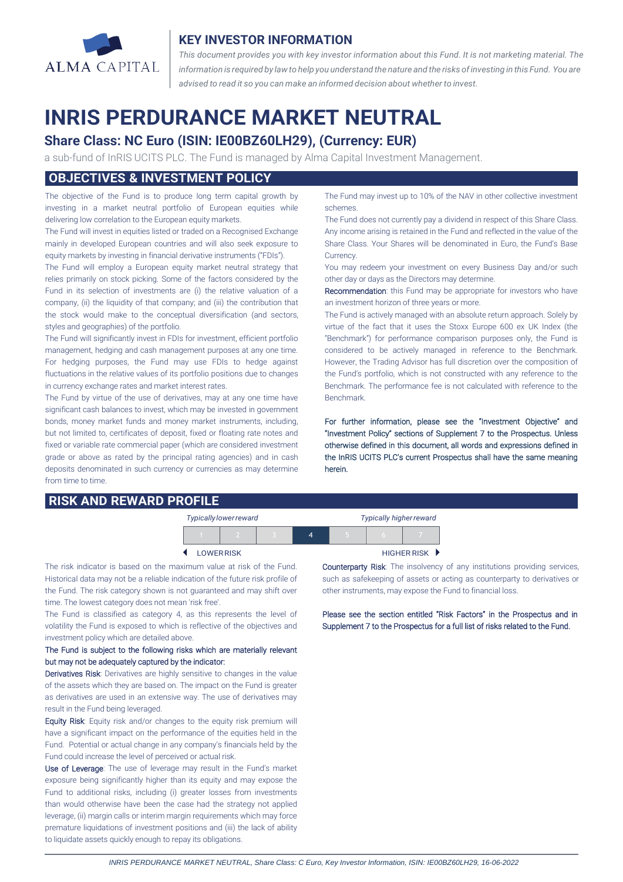ALMA CAPITAL

## KEY INVESTOR INFORMATION

*This document provides you with key investor information about this Fund. It is not marketing material. The information is required by law to help you understand the nature and the risks of investing in this Fund. You are advised to read it so you can make an informed decision about whether to invest.*

# INRIS PERDURANCE MARKET NEUTRAL

## Share Class: NC Euro (ISIN: IE00BZ60LH29), (Currency: EUR)

a sub-fund of InRIS UCITS PLC. The Fund is managed by Alma Capital Investment Management.

## OBJECTIVES & INVESTMENT POLICY

The objective of the Fund is to produce long term capital growth by investing in a market neutral portfolio of European equities while delivering low correlation to the European equity markets.

The Fund will invest in equities listed or traded on a Recognised Exchange mainly in developed European countries and will also seek exposure to equity markets by investing in financial derivative instruments ("FDIs").

The Fund will employ a European equity market neutral strategy that relies primarily on stock picking. Some of the factors considered by the Fund in its selection of investments are (i) the relative valuation of a company, (ii) the liquidity of that company; and (iii) the contribution that the stock would make to the conceptual diversification (and sectors, styles and geographies) of the portfolio.

The Fund will significantly invest in FDIs for investment, efficient portfolio management, hedging and cash management purposes at any one time. For hedging purposes, the Fund may use FDIs to hedge against fluctuations in the relative values of its portfolio positions due to changes in currency exchange rates and market interest rates.

The Fund by virtue of the use of derivatives, may at any one time have significant cash balances to invest, which may be invested in government bonds, money market funds and money market instruments, including, but not limited to, certificates of deposit, fixed or floating rate notes and fixed or variable rate commercial paper (which are considered investment grade or above as rated by the principal rating agencies) and in cash deposits denominated in such currency or currencies as may determine from time to time.

The Fund may invest up to 10% of the NAV in other collective investment schemes.

The Fund does not currently pay a dividend in respect of this Share Class. Any income arising is retained in the Fund and reflected in the value of the Share Class. Your Shares will be denominated in Euro, the Fund's Base Currency.

You may redeem your investment on every Business Day and/or such other day or days as the Directors may determine.

**Recommendation**: this Fund may be appropriate for investors who have an investment horizon of three years or more.

The Fund is actively managed with an absolute return approach. Solely by virtue of the fact that it uses the Stoxx Europe 600 ex UK Index (the "Benchmark") for performance comparison purposes only, the Fund is considered to be actively managed in reference to the Benchmark. However, the Trading Advisor has full discretion over the composition of the Fund's portfolio, which is not constructed with any reference to the Benchmark. The performance fee is not calculated with reference to the Benchmark.

**For further information, please see the "Investment Objective" and "Investment Policy" sections of Supplement 7 to the Prospectus. Unless otherwise defined in this document, all words and expressions defined in the InRIS UCITS PLC's current Prospectus shall have the same meaning herein.**

## RISK AND REWARD PROFILE

*Typically lower reward* — *Typically higher reward*

| 1 | 2 | 3 | **4** | 5 | 6 | 7 |
|---|---|---|---|---|---|---|

◄ LOWER RISK — HIGHER RISK ►

The risk indicator is based on the maximum value at risk of the Fund. Historical data may not be a reliable indication of the future risk profile of the Fund. The risk category shown is not guaranteed and may shift over time. The lowest category does not mean 'risk free'.

The Fund is classified as category 4, as this represents the level of volatility the Fund is exposed to which is reflective of the objectives and investment policy which are detailed above.

**The Fund is subject to the following risks which are materially relevant but may not be adequately captured by the indicator:**

**Derivatives Risk**: Derivatives are highly sensitive to changes in the value of the assets which they are based on. The impact on the Fund is greater as derivatives are used in an extensive way. The use of derivatives may result in the Fund being leveraged.

**Equity Risk**: Equity risk and/or changes to the equity risk premium will have a significant impact on the performance of the equities held in the Fund. Potential or actual change in any company's financials held by the Fund could increase the level of perceived or actual risk.

**Use of Leverage**: The use of leverage may result in the Fund's market exposure being significantly higher than its equity and may expose the Fund to additional risks, including (i) greater losses from investments than would otherwise have been the case had the strategy not applied leverage, (ii) margin calls or interim margin requirements which may force premature liquidations of investment positions and (iii) the lack of ability to liquidate assets quickly enough to repay its obligations.

**Counterparty Risk**: The insolvency of any institutions providing services, such as safekeeping of assets or acting as counterparty to derivatives or other instruments, may expose the Fund to financial loss.

**Please see the section entitled "Risk Factors" in the Prospectus and in Supplement 7 to the Prospectus for a full list of risks related to the Fund.**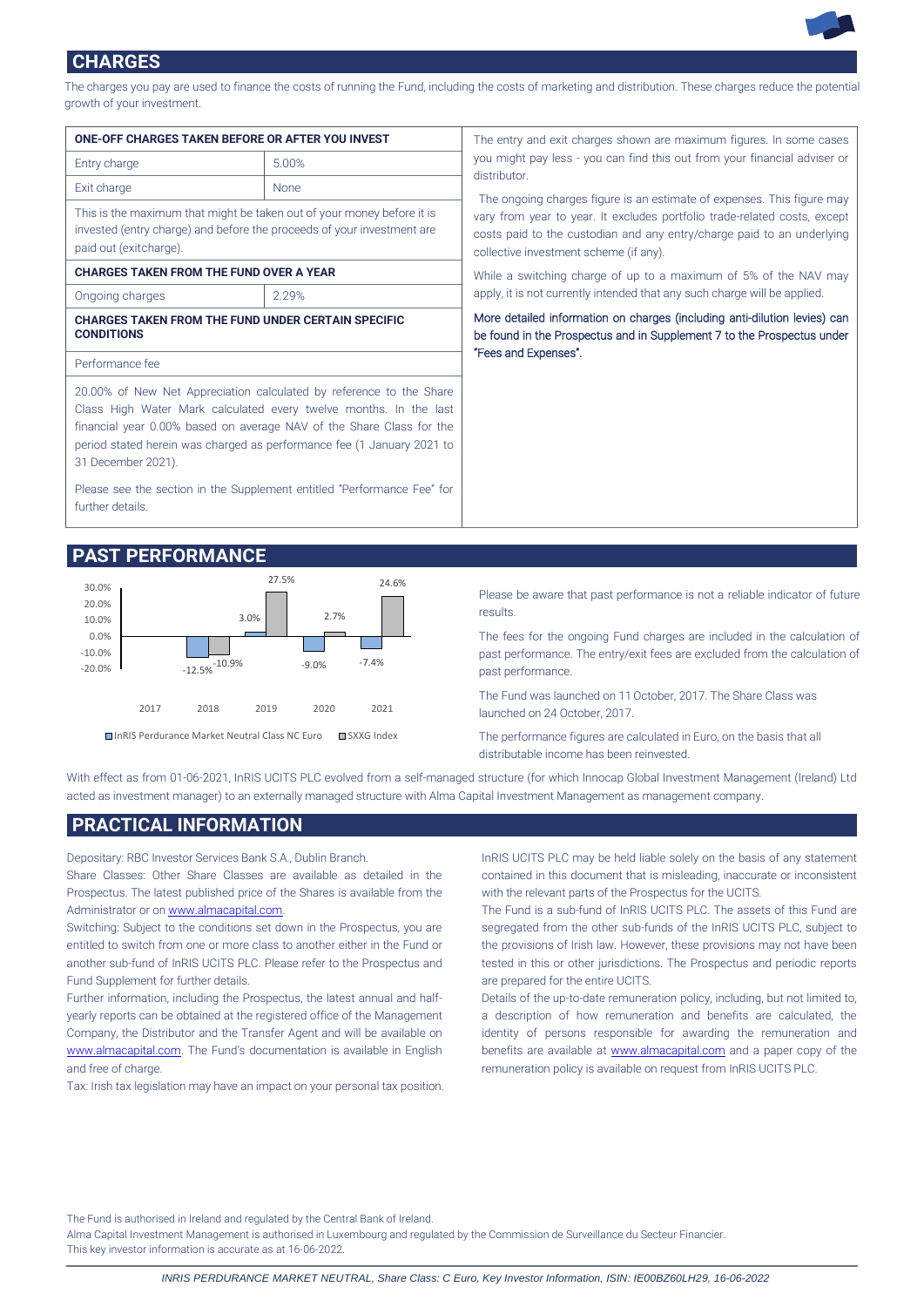## CHARGES

The charges you pay are used to finance the costs of running the Fund, including the costs of marketing and distribution. These charges reduce the potential growth of your investment.

| ONE-OFF CHARGES TAKEN BEFORE OR AFTER YOU INVEST | |
|---|---|
| Entry charge | 5.00% |
| Exit charge | None |
| This is the maximum that might be taken out of your money before it is invested (entry charge) and before the proceeds of your investment are paid out (exitcharge). | |
| **CHARGES TAKEN FROM THE FUND OVER A YEAR** | |
| Ongoing charges | 2.29% |
| **CHARGES TAKEN FROM THE FUND UNDER CERTAIN SPECIFIC CONDITIONS** | |
| Performance fee | |
| 20.00% of New Net Appreciation calculated by reference to the Share Class High Water Mark calculated every twelve months. In the last financial year 0.00% based on average NAV of the Share Class for the period stated herein was charged as performance fee (1 January 2021 to 31 December 2021). Please see the section in the Supplement entitled "Performance Fee" for further details. | |

The entry and exit charges shown are maximum figures. In some cases you might pay less - you can find this out from your financial adviser or distributor.

The ongoing charges figure is an estimate of expenses. This figure may vary from year to year. It excludes portfolio trade-related costs, except costs paid to the custodian and any entry/charge paid to an underlying collective investment scheme (if any).

While a switching charge of up to a maximum of 5% of the NAV may apply, it is not currently intended that any such charge will be applied.

More detailed information on charges (including anti-dilution levies) can be found in the Prospectus and in Supplement 7 to the Prospectus under "Fees and Expenses".

## PAST PERFORMANCE

30.0%
20.0%
10.0%
0.0%
-10.0%
-20.0%

-12.5%
-10.9%
3.0%
27.5%
-9.0%
2.7%
-7.4%
24.6%

2017
2018
2019
2020
2021

InRIS Perdurance Market Neutral Class NC Euro
SXXG Index

Please be aware that past performance is not a reliable indicator of future results.

The fees for the ongoing Fund charges are included in the calculation of past performance. The entry/exit fees are excluded from the calculation of past performance.

The Fund was launched on 11 October, 2017. The Share Class was launched on 24 October, 2017.

The performance figures are calculated in Euro, on the basis that all distributable income has been reinvested.

With effect as from 01-06-2021, InRIS UCITS PLC evolved from a self-managed structure (for which Innocap Global Investment Management (Ireland) Ltd acted as investment manager) to an externally managed structure with Alma Capital Investment Management as management company.

## PRACTICAL INFORMATION

Depositary: RBC Investor Services Bank S.A., Dublin Branch.

Share Classes: Other Share Classes are available as detailed in the Prospectus. The latest published price of the Shares is available from the Administrator or on www.almacapital.com.

Switching: Subject to the conditions set down in the Prospectus, you are entitled to switch from one or more class to another either in the Fund or another sub-fund of InRIS UCITS PLC. Please refer to the Prospectus and Fund Supplement for further details.

Further information, including the Prospectus, the latest annual and half-yearly reports can be obtained at the registered office of the Management Company, the Distributor and the Transfer Agent and will be available on www.almacapital.com. The Fund's documentation is available in English and free of charge.

Tax: Irish tax legislation may have an impact on your personal tax position.

InRIS UCITS PLC may be held liable solely on the basis of any statement contained in this document that is misleading, inaccurate or inconsistent with the relevant parts of the Prospectus for the UCITS.

The Fund is a sub-fund of InRIS UCITS PLC. The assets of this Fund are segregated from the other sub-funds of the InRIS UCITS PLC, subject to the provisions of Irish law. However, these provisions may not have been tested in this or other jurisdictions. The Prospectus and periodic reports are prepared for the entire UCITS.

Details of the up-to-date remuneration policy, including, but not limited to, a description of how remuneration and benefits are calculated, the identity of persons responsible for awarding the remuneration and benefits are available at www.almacapital.com and a paper copy of the remuneration policy is available on request from InRIS UCITS PLC.

The Fund is authorised in Ireland and regulated by the Central Bank of Ireland.
Alma Capital Investment Management is authorised in Luxembourg and regulated by the Commission de Surveillance du Secteur Financier.
This key investor information is accurate as at 16-06-2022.